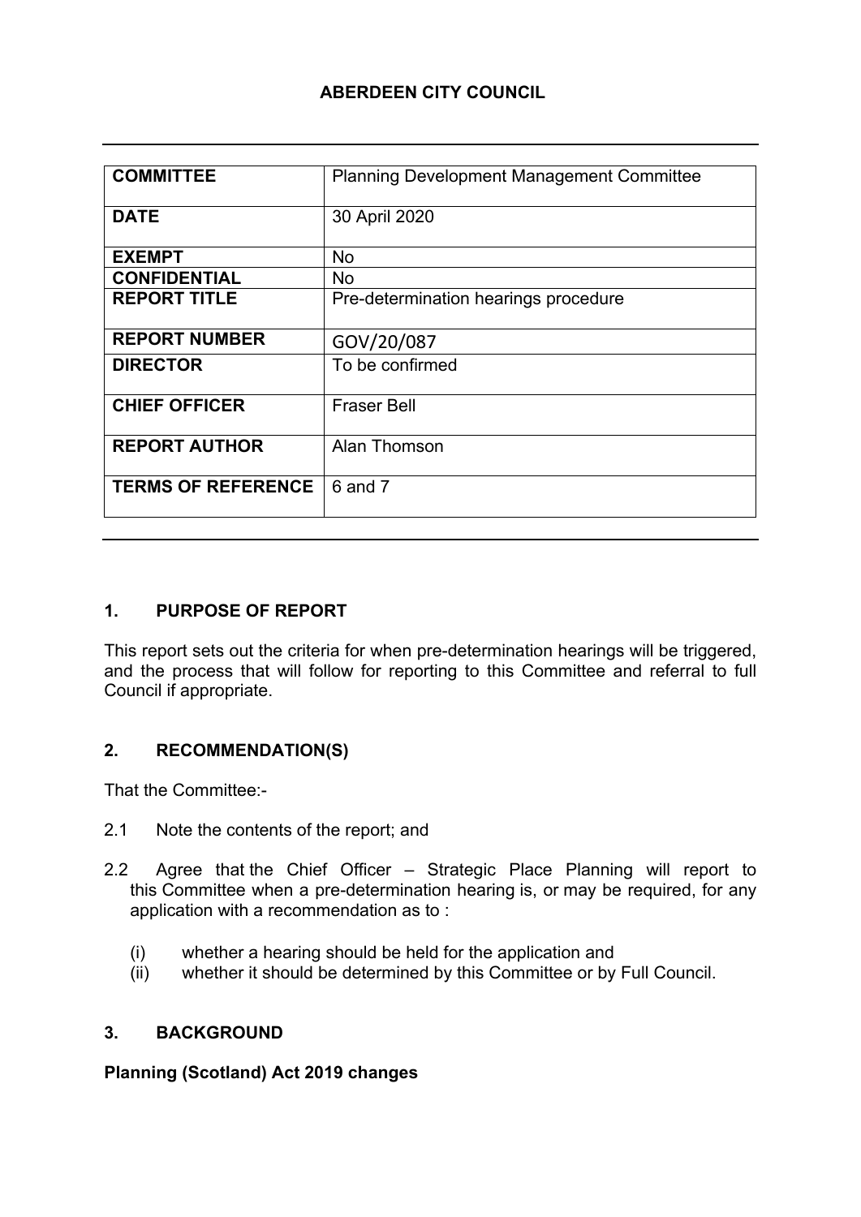# ABERDEEN CITY COUNCIL

| | |
|---|---|
| **COMMITTEE** | Planning Development Management Committee |
| **DATE** | 30 April 2020 |
| **EXEMPT** | No |
| **CONFIDENTIAL** | No |
| **REPORT TITLE** | Pre-determination hearings procedure |
| **REPORT NUMBER** | GOV/20/087 |
| **DIRECTOR** | To be confirmed |
| **CHIEF OFFICER** | Fraser Bell |
| **REPORT AUTHOR** | Alan Thomson |
| **TERMS OF REFERENCE** | 6 and 7 |

## 1. PURPOSE OF REPORT

This report sets out the criteria for when pre-determination hearings will be triggered, and the process that will follow for reporting to this Committee and referral to full Council if appropriate.

## 2. RECOMMENDATION(S)

That the Committee:-

2.1 Note the contents of the report; and

2.2 Agree that the Chief Officer – Strategic Place Planning will report to this Committee when a pre-determination hearing is, or may be required, for any application with a recommendation as to :

(i) whether a hearing should be held for the application and
(ii) whether it should be determined by this Committee or by Full Council.

## 3. BACKGROUND

**Planning (Scotland) Act 2019 changes**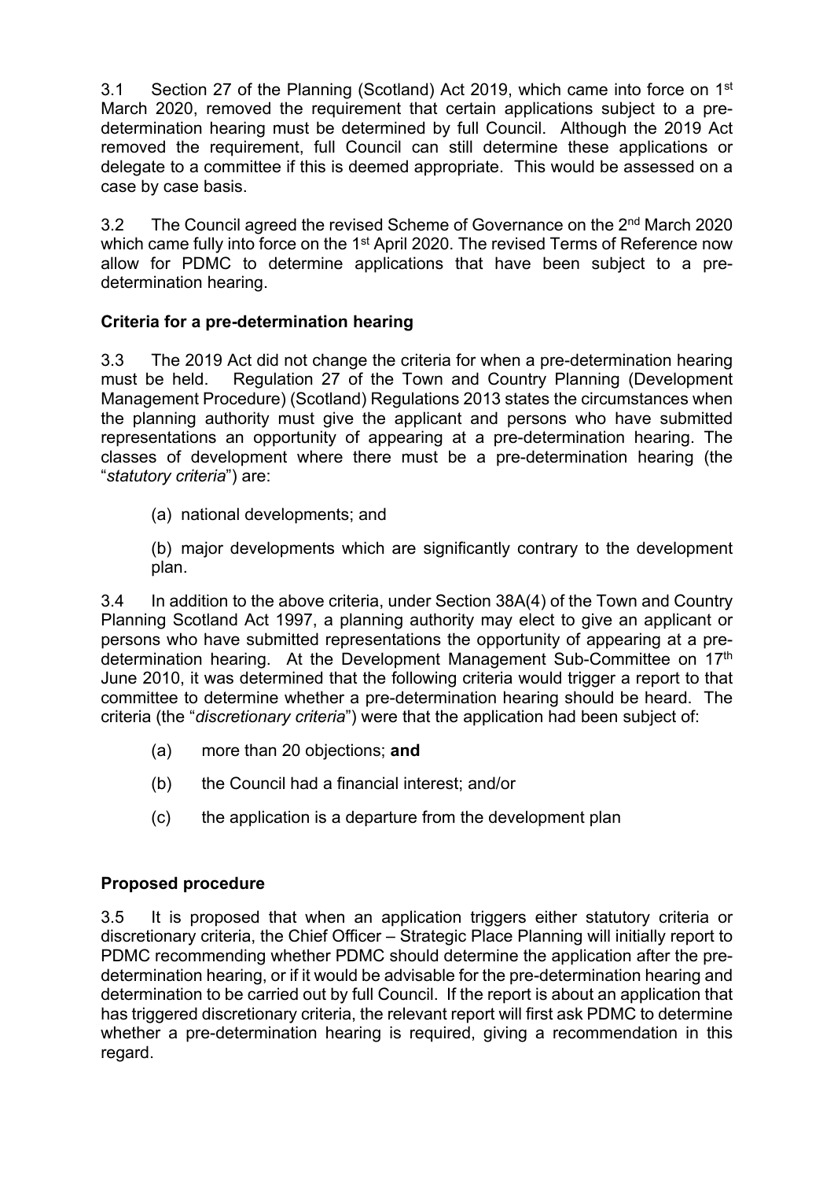3.1 Section 27 of the Planning (Scotland) Act 2019, which came into force on 1st March 2020, removed the requirement that certain applications subject to a pre-determination hearing must be determined by full Council. Although the 2019 Act removed the requirement, full Council can still determine these applications or delegate to a committee if this is deemed appropriate. This would be assessed on a case by case basis.

3.2 The Council agreed the revised Scheme of Governance on the 2nd March 2020 which came fully into force on the 1st April 2020. The revised Terms of Reference now allow for PDMC to determine applications that have been subject to a pre-determination hearing.

**Criteria for a pre-determination hearing**

3.3 The 2019 Act did not change the criteria for when a pre-determination hearing must be held. Regulation 27 of the Town and Country Planning (Development Management Procedure) (Scotland) Regulations 2013 states the circumstances when the planning authority must give the applicant and persons who have submitted representations an opportunity of appearing at a pre-determination hearing. The classes of development where there must be a pre-determination hearing (the "*statutory criteria*") are:

(a) national developments; and

(b) major developments which are significantly contrary to the development plan.

3.4 In addition to the above criteria, under Section 38A(4) of the Town and Country Planning Scotland Act 1997, a planning authority may elect to give an applicant or persons who have submitted representations the opportunity of appearing at a pre-determination hearing. At the Development Management Sub-Committee on 17th June 2010, it was determined that the following criteria would trigger a report to that committee to determine whether a pre-determination hearing should be heard. The criteria (the "*discretionary criteria*") were that the application had been subject of:

(a) more than 20 objections; **and**

(b) the Council had a financial interest; and/or

(c) the application is a departure from the development plan

**Proposed procedure**

3.5 It is proposed that when an application triggers either statutory criteria or discretionary criteria, the Chief Officer – Strategic Place Planning will initially report to PDMC recommending whether PDMC should determine the application after the pre-determination hearing, or if it would be advisable for the pre-determination hearing and determination to be carried out by full Council. If the report is about an application that has triggered discretionary criteria, the relevant report will first ask PDMC to determine whether a pre-determination hearing is required, giving a recommendation in this regard.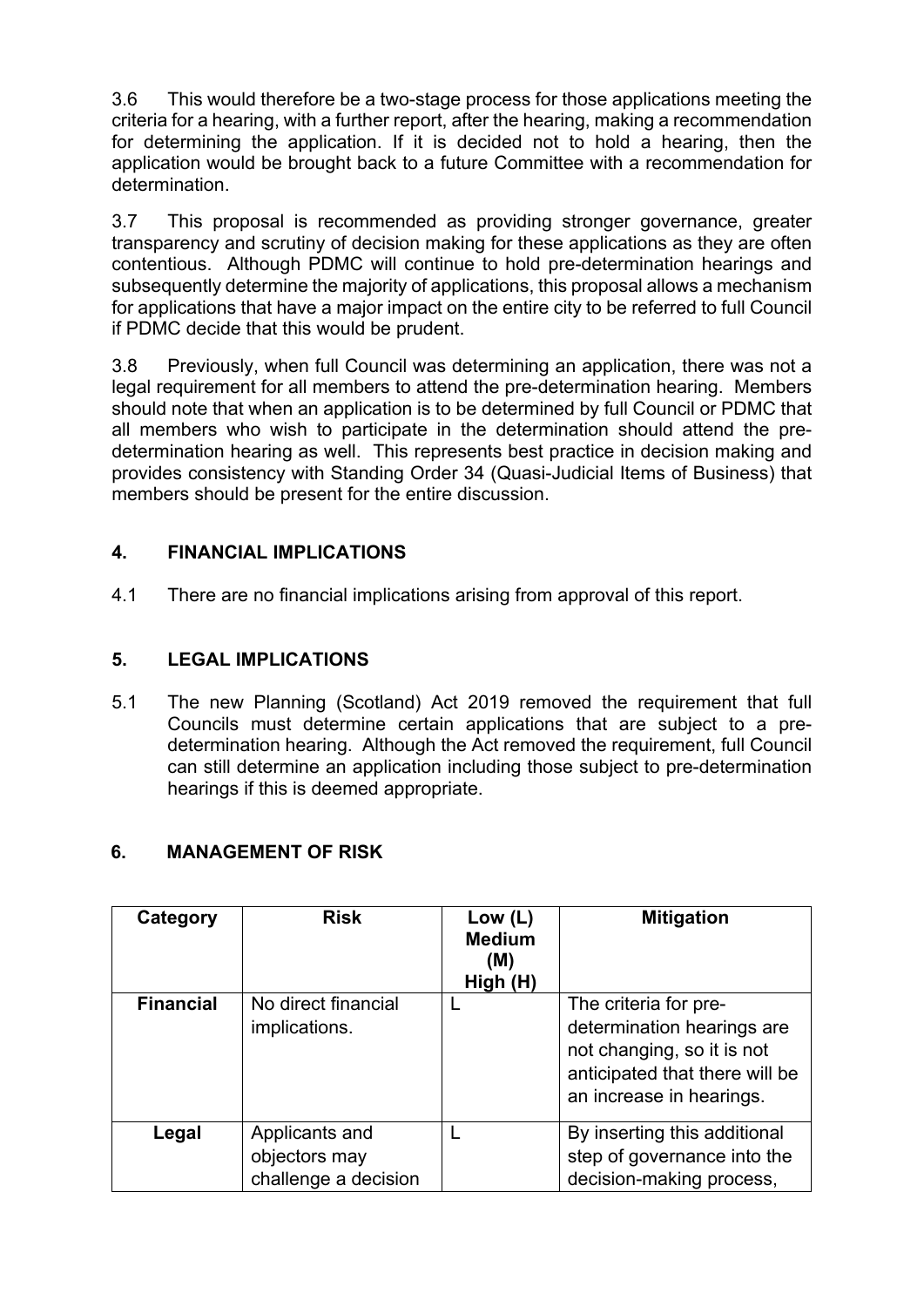3.6 This would therefore be a two-stage process for those applications meeting the criteria for a hearing, with a further report, after the hearing, making a recommendation for determining the application. If it is decided not to hold a hearing, then the application would be brought back to a future Committee with a recommendation for determination.

3.7 This proposal is recommended as providing stronger governance, greater transparency and scrutiny of decision making for these applications as they are often contentious. Although PDMC will continue to hold pre-determination hearings and subsequently determine the majority of applications, this proposal allows a mechanism for applications that have a major impact on the entire city to be referred to full Council if PDMC decide that this would be prudent.

3.8 Previously, when full Council was determining an application, there was not a legal requirement for all members to attend the pre-determination hearing. Members should note that when an application is to be determined by full Council or PDMC that all members who wish to participate in the determination should attend the pre-determination hearing as well. This represents best practice in decision making and provides consistency with Standing Order 34 (Quasi-Judicial Items of Business) that members should be present for the entire discussion.

## 4. FINANCIAL IMPLICATIONS

4.1 There are no financial implications arising from approval of this report.

## 5. LEGAL IMPLICATIONS

5.1 The new Planning (Scotland) Act 2019 removed the requirement that full Councils must determine certain applications that are subject to a pre-determination hearing. Although the Act removed the requirement, full Council can still determine an application including those subject to pre-determination hearings if this is deemed appropriate.

## 6. MANAGEMENT OF RISK

| Category | Risk | Low (L) Medium (M) High (H) | Mitigation |
|---|---|---|---|
| **Financial** | No direct financial implications. | L | The criteria for pre-determination hearings are not changing, so it is not anticipated that there will be an increase in hearings. |
| **Legal** | Applicants and objectors may challenge a decision | L | By inserting this additional step of governance into the decision-making process, |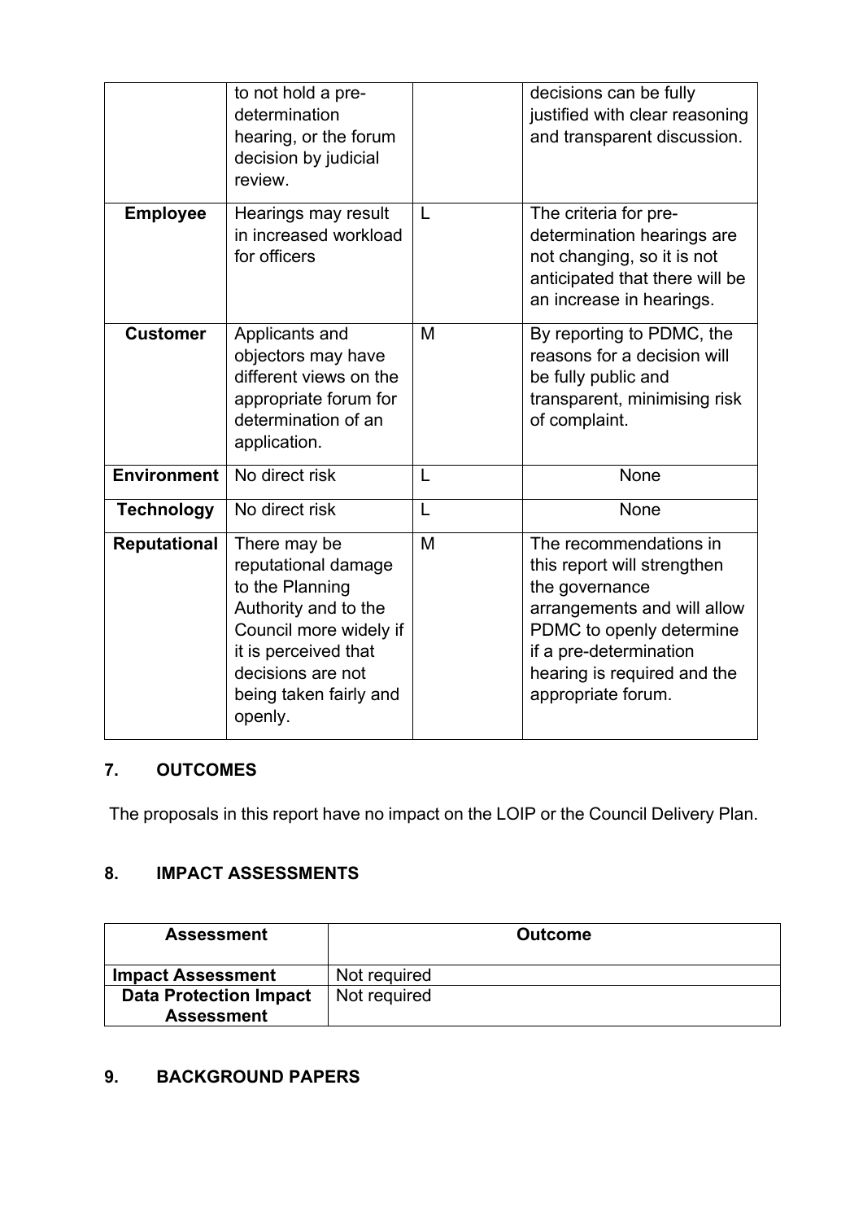| | | | |
|---|---|---|---|
| | to not hold a pre-determination hearing, or the forum decision by judicial review. | | decisions can be fully justified with clear reasoning and transparent discussion. |
| **Employee** | Hearings may result in increased workload for officers | L | The criteria for pre-determination hearings are not changing, so it is not anticipated that there will be an increase in hearings. |
| **Customer** | Applicants and objectors may have different views on the appropriate forum for determination of an application. | M | By reporting to PDMC, the reasons for a decision will be fully public and transparent, minimising risk of complaint. |
| **Environment** | No direct risk | L | None |
| **Technology** | No direct risk | L | None |
| **Reputational** | There may be reputational damage to the Planning Authority and to the Council more widely if it is perceived that decisions are not being taken fairly and openly. | M | The recommendations in this report will strengthen the governance arrangements and will allow PDMC to openly determine if a pre-determination hearing is required and the appropriate forum. |

## 7. OUTCOMES

The proposals in this report have no impact on the LOIP or the Council Delivery Plan.

## 8. IMPACT ASSESSMENTS

| Assessment | Outcome |
|---|---|
| **Impact Assessment** | Not required |
| **Data Protection Impact Assessment** | Not required |

## 9. BACKGROUND PAPERS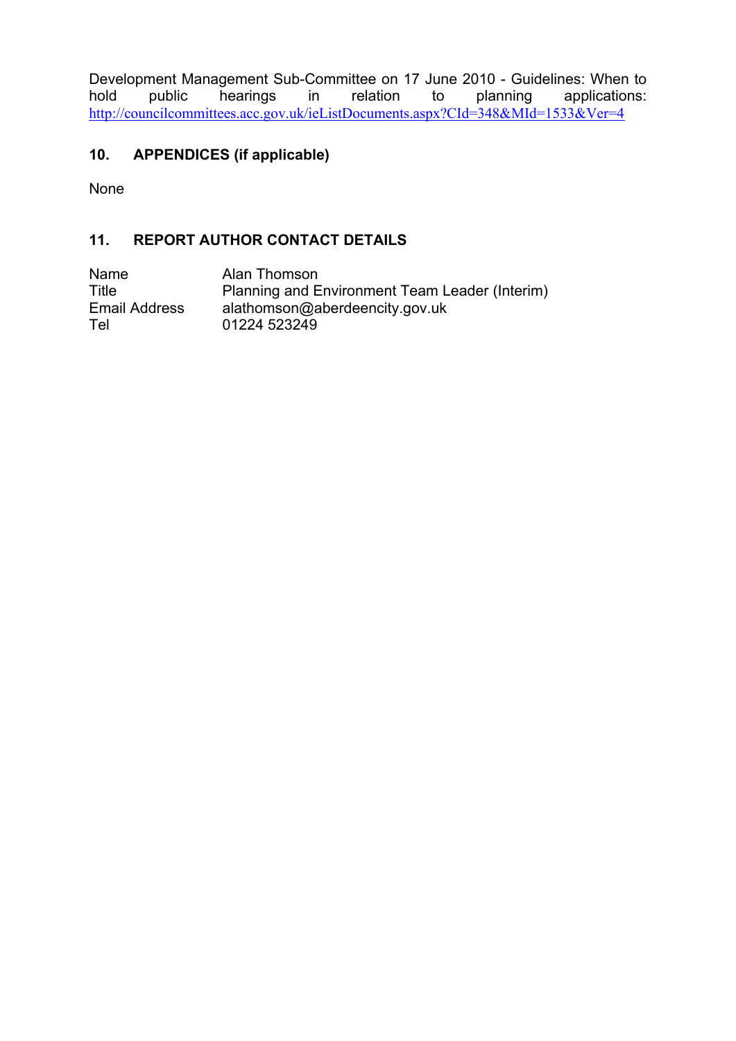Development Management Sub-Committee on 17 June 2010 - Guidelines: When to hold public hearings in relation to planning applications: http://councilcommittees.acc.gov.uk/ieListDocuments.aspx?CId=348&MId=1533&Ver=4

## 10. APPENDICES (if applicable)

None

## 11. REPORT AUTHOR CONTACT DETAILS

| | |
|---|---|
| Name | Alan Thomson |
| Title | Planning and Environment Team Leader (Interim) |
| Email Address | alathomson@aberdeencity.gov.uk |
| Tel | 01224 523249 |